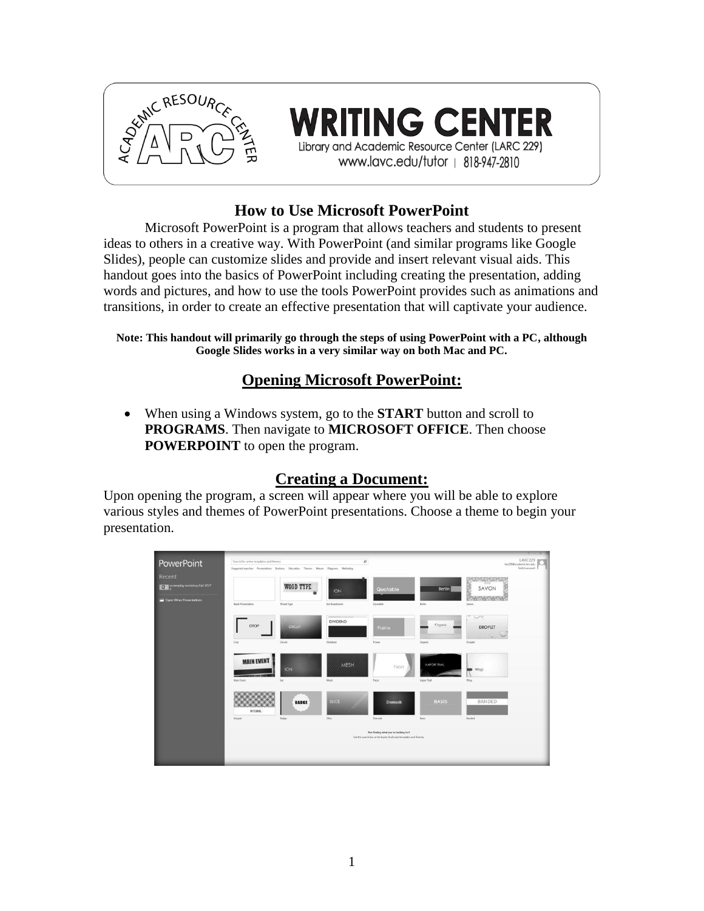**WRITING CENTER**
Library and Academic Resource Center (LARC 229)
www.lavc.edu/tutor | 818-947-2810

# How to Use Microsoft PowerPoint

Microsoft PowerPoint is a program that allows teachers and students to present ideas to others in a creative way. With PowerPoint (and similar programs like Google Slides), people can customize slides and provide and insert relevant visual aids. This handout goes into the basics of PowerPoint including creating the presentation, adding words and pictures, and how to use the tools PowerPoint provides such as animations and transitions, in order to create an effective presentation that will captivate your audience.

**Note: This handout will primarily go through the steps of using PowerPoint with a PC, although Google Slides works in a very similar way on both Mac and PC.**

## Opening Microsoft PowerPoint:

- When using a Windows system, go to the **START** button and scroll to **PROGRAMS**. Then navigate to **MICROSOFT OFFICE**. Then choose **POWERPOINT** to open the program.

## Creating a Document:

Upon opening the program, a screen will appear where you will be able to explore various styles and themes of PowerPoint presentations. Choose a theme to begin your presentation.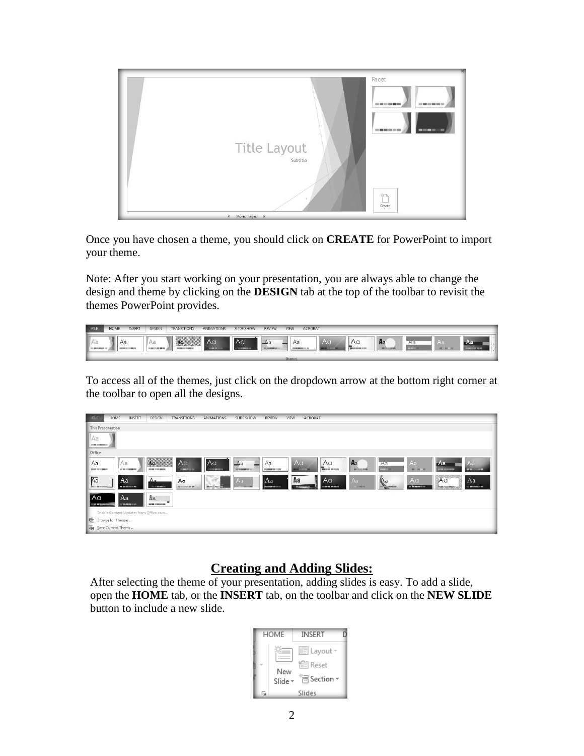Once you have chosen a theme, you should click on **CREATE** for PowerPoint to import your theme.

Note: After you start working on your presentation, you are always able to change the design and theme by clicking on the **DESIGN** tab at the top of the toolbar to revisit the themes PowerPoint provides.

To access all of the themes, just click on the dropdown arrow at the bottom right corner at the toolbar to open all the designs.

## Creating and Adding Slides:

After selecting the theme of your presentation, adding slides is easy. To add a slide, open the **HOME** tab, or the **INSERT** tab, on the toolbar and click on the **NEW SLIDE** button to include a new slide.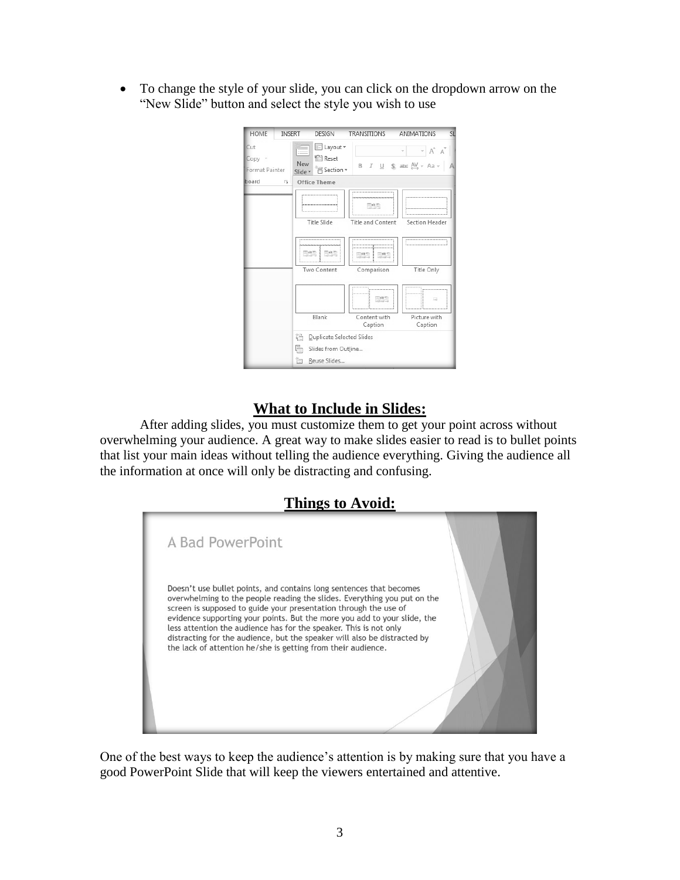- To change the style of your slide, you can click on the dropdown arrow on the "New Slide" button and select the style you wish to use

## What to Include in Slides:

After adding slides, you must customize them to get your point across without overwhelming your audience. A great way to make slides easier to read is to bullet points that list your main ideas without telling the audience everything. Giving the audience all the information at once will only be distracting and confusing.

## Things to Avoid:

One of the best ways to keep the audience's attention is by making sure that you have a good PowerPoint Slide that will keep the viewers entertained and attentive.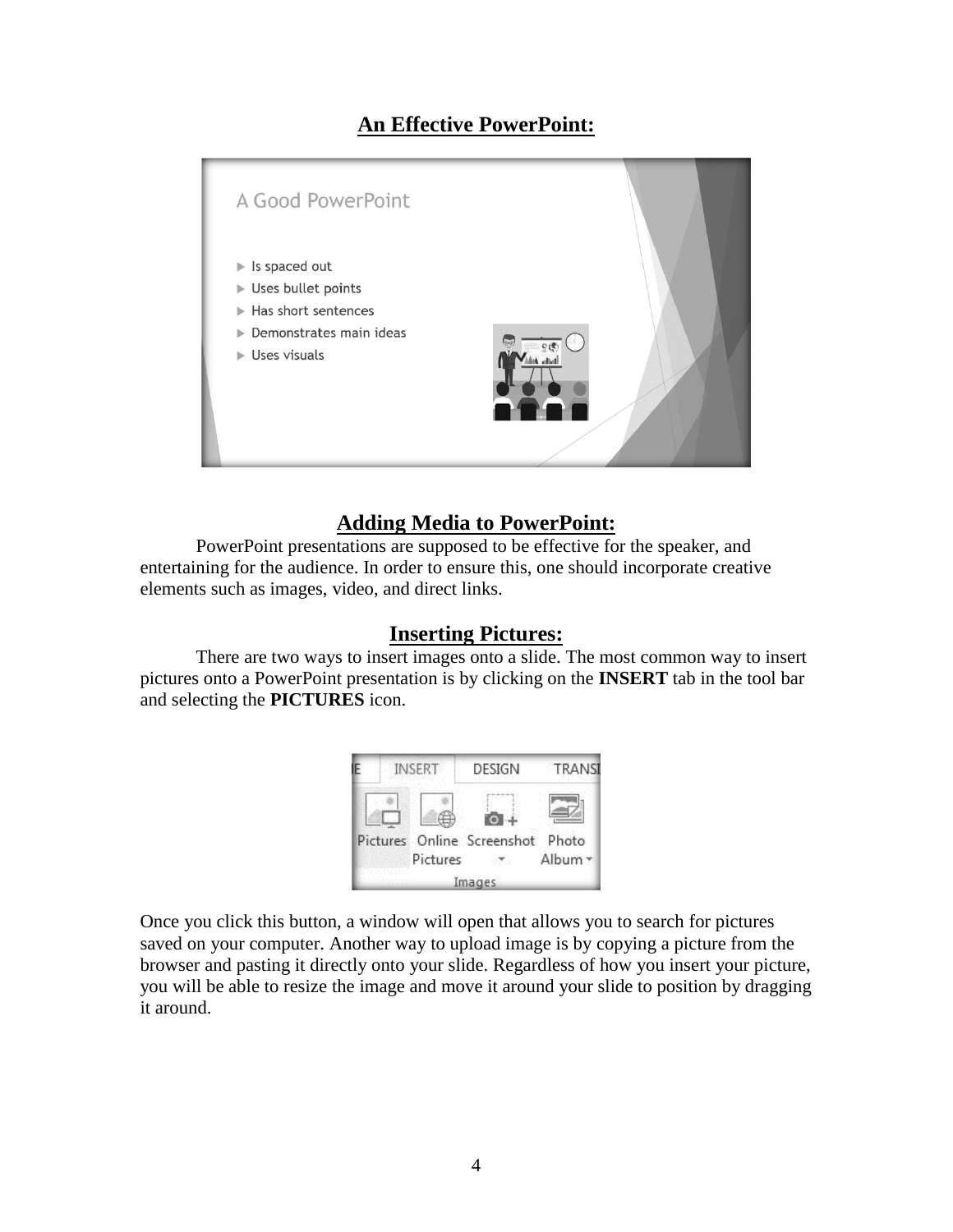## An Effective PowerPoint:

## Adding Media to PowerPoint:

PowerPoint presentations are supposed to be effective for the speaker, and entertaining for the audience. In order to ensure this, one should incorporate creative elements such as images, video, and direct links.

## Inserting Pictures:

There are two ways to insert images onto a slide. The most common way to insert pictures onto a PowerPoint presentation is by clicking on the **INSERT** tab in the tool bar and selecting the **PICTURES** icon.

Once you click this button, a window will open that allows you to search for pictures saved on your computer. Another way to upload image is by copying a picture from the browser and pasting it directly onto your slide. Regardless of how you insert your picture, you will be able to resize the image and move it around your slide to position by dragging it around.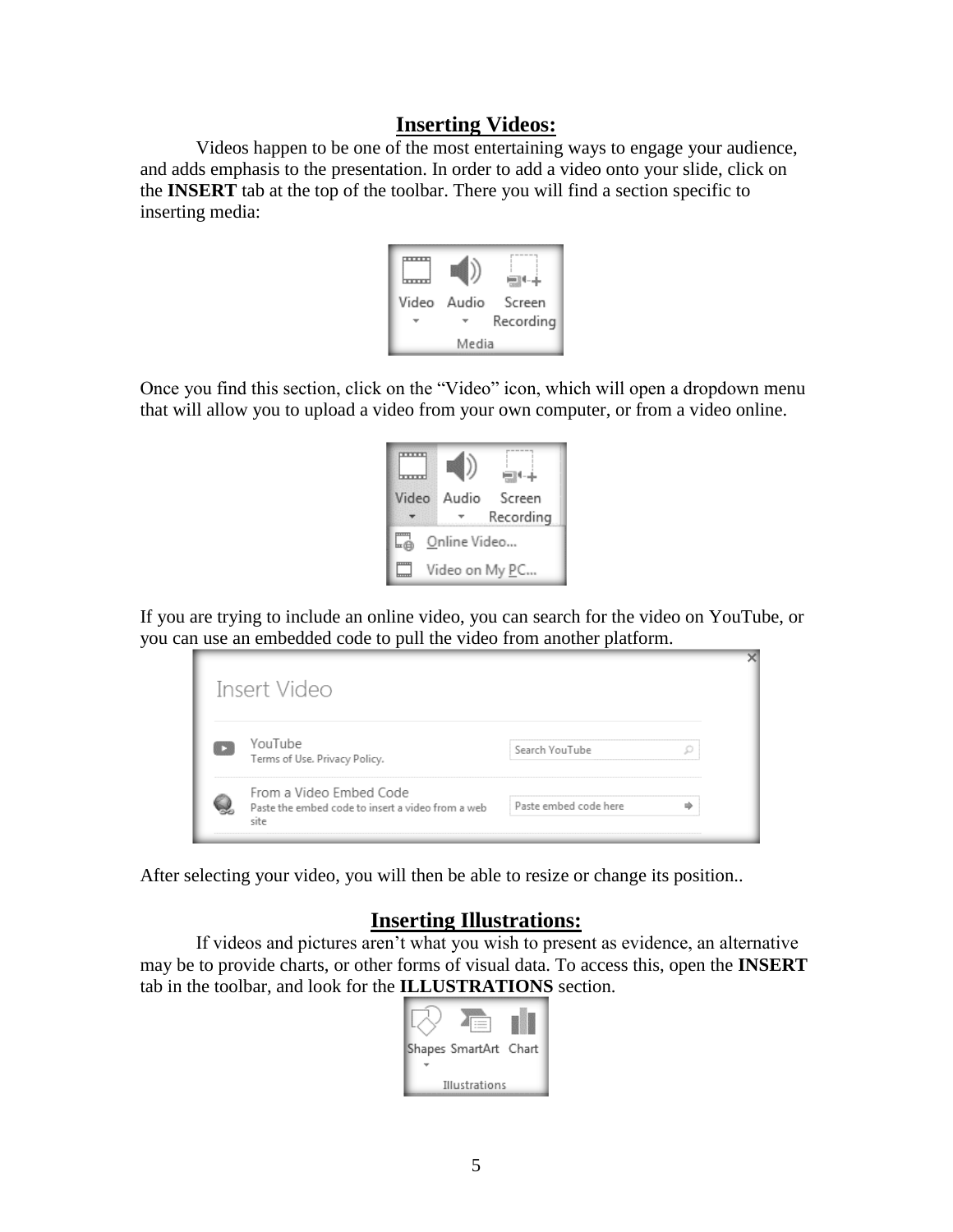## Inserting Videos:

Videos happen to be one of the most entertaining ways to engage your audience, and adds emphasis to the presentation. In order to add a video onto your slide, click on the **INSERT** tab at the top of the toolbar. There you will find a section specific to inserting media:

Once you find this section, click on the "Video" icon, which will open a dropdown menu that will allow you to upload a video from your own computer, or from a video online.

If you are trying to include an online video, you can search for the video on YouTube, or you can use an embedded code to pull the video from another platform.

After selecting your video, you will then be able to resize or change its position..

## Inserting Illustrations:

If videos and pictures aren't what you wish to present as evidence, an alternative may be to provide charts, or other forms of visual data. To access this, open the **INSERT** tab in the toolbar, and look for the **ILLUSTRATIONS** section.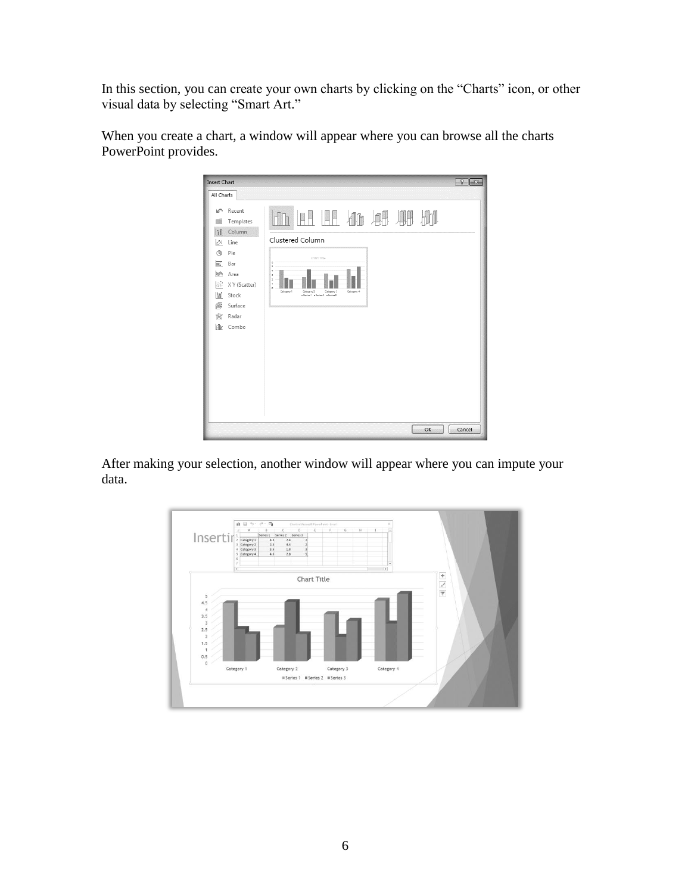In this section, you can create your own charts by clicking on the "Charts" icon, or other visual data by selecting "Smart Art."

When you create a chart, a window will appear where you can browse all the charts PowerPoint provides.

After making your selection, another window will appear where you can impute your data.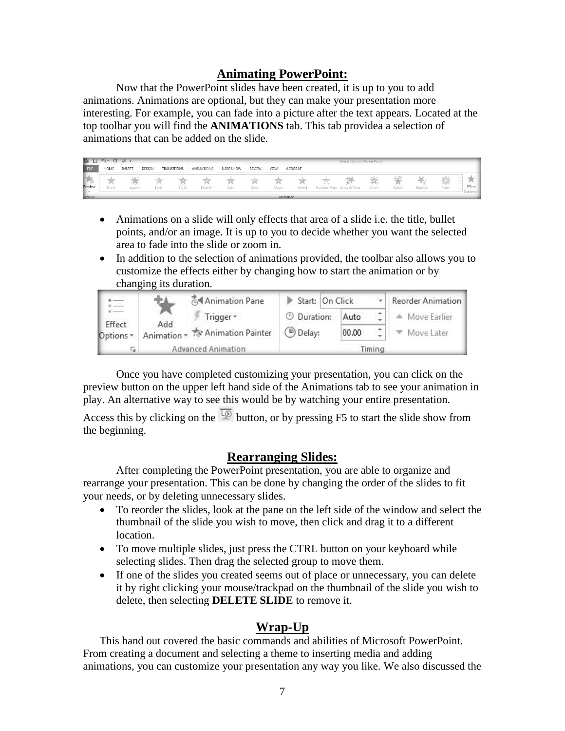## Animating PowerPoint:

Now that the PowerPoint slides have been created, it is up to you to add animations. Animations are optional, but they can make your presentation more interesting. For example, you can fade into a picture after the text appears. Located at the top toolbar you will find the **ANIMATIONS** tab. This tab providea a selection of animations that can be added on the slide.

- Animations on a slide will only effects that area of a slide i.e. the title, bullet points, and/or an image. It is up to you to decide whether you want the selected area to fade into the slide or zoom in.
- In addition to the selection of animations provided, the toolbar also allows you to customize the effects either by changing how to start the animation or by changing its duration.

Once you have completed customizing your presentation, you can click on the preview button on the upper left hand side of the Animations tab to see your animation in play. An alternative way to see this would be by watching your entire presentation. Access this by clicking on the button, or by pressing F5 to start the slide show from the beginning.

## Rearranging Slides:

After completing the PowerPoint presentation, you are able to organize and rearrange your presentation. This can be done by changing the order of the slides to fit your needs, or by deleting unnecessary slides.

- To reorder the slides, look at the pane on the left side of the window and select the thumbnail of the slide you wish to move, then click and drag it to a different location.
- To move multiple slides, just press the CTRL button on your keyboard while selecting slides. Then drag the selected group to move them.
- If one of the slides you created seems out of place or unnecessary, you can delete it by right clicking your mouse/trackpad on the thumbnail of the slide you wish to delete, then selecting **DELETE SLIDE** to remove it.

## Wrap-Up

This hand out covered the basic commands and abilities of Microsoft PowerPoint. From creating a document and selecting a theme to inserting media and adding animations, you can customize your presentation any way you like. We also discussed the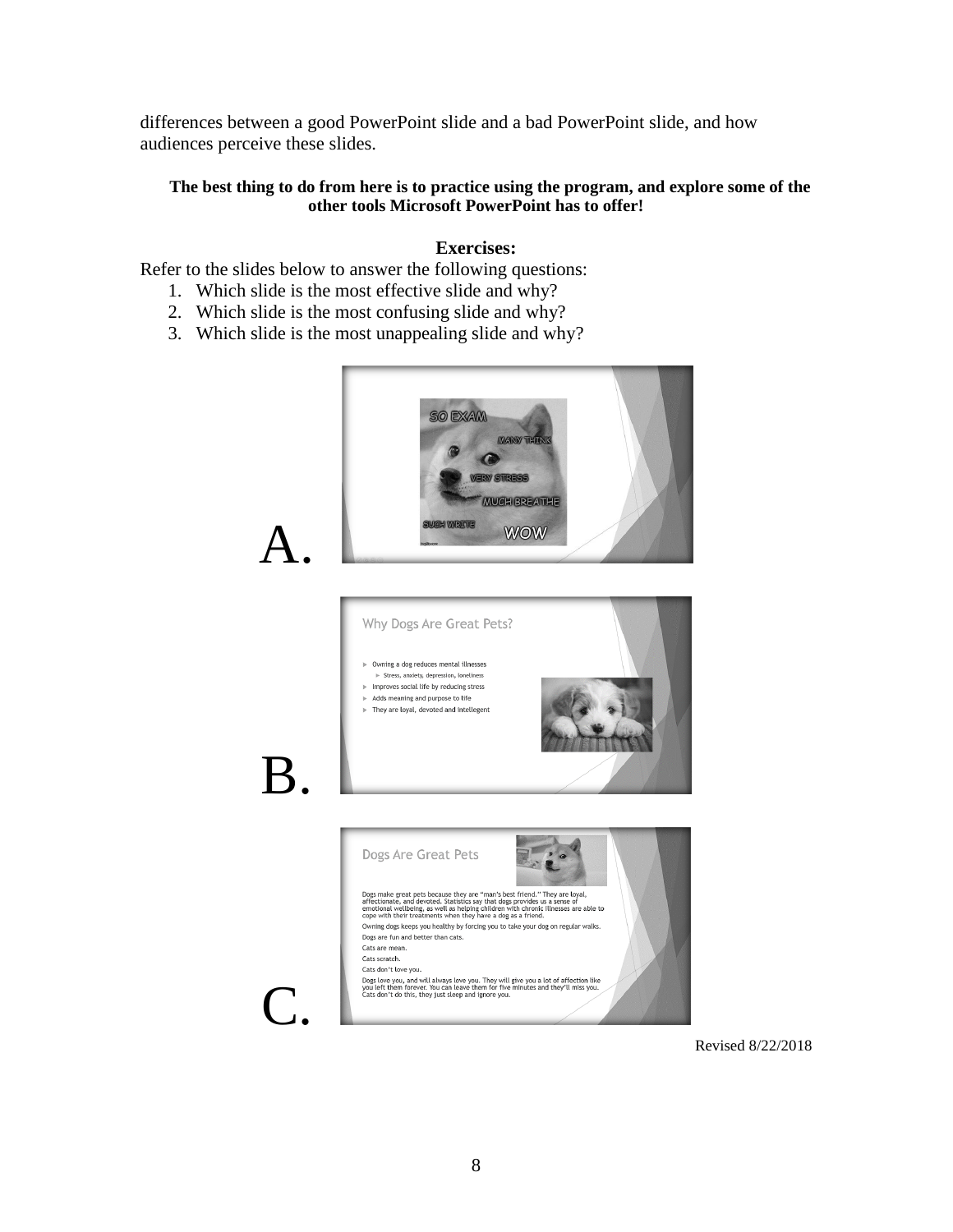differences between a good PowerPoint slide and a bad PowerPoint slide, and how audiences perceive these slides.

**The best thing to do from here is to practice using the program, and explore some of the other tools Microsoft PowerPoint has to offer!**

**Exercises:**

Refer to the slides below to answer the following questions:

1. Which slide is the most effective slide and why?
2. Which slide is the most confusing slide and why?
3. Which slide is the most unappealing slide and why?

A.

B.

C.

Revised 8/22/2018